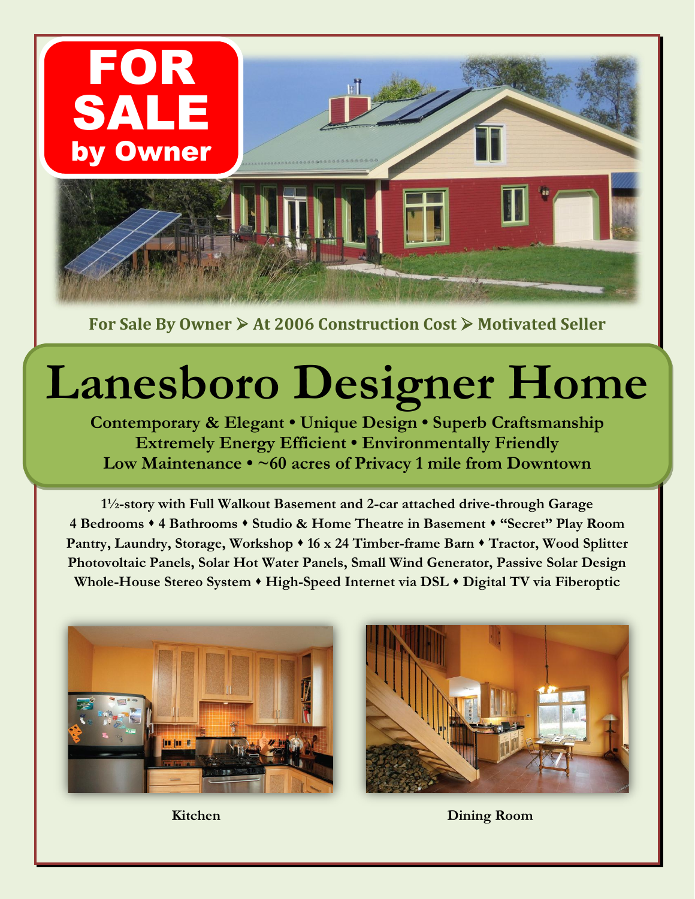# FOR SALE by Owner

**For Sale By Owner ➢ At 2006 Construction Cost ➢ Motivated Seller**

# Lanesboro Designer Home

**Contemporary & Elegant • Unique Design • Superb Craftsmanship**
**Extremely Energy Efficient • Environmentally Friendly**
**Low Maintenance • ~60 acres of Privacy 1 mile from Downtown**

**1½-story with Full Walkout Basement and 2-car attached drive-through Garage**
**4 Bedrooms ♦ 4 Bathrooms ♦ Studio & Home Theatre in Basement ♦ "Secret" Play Room**
**Pantry, Laundry, Storage, Workshop ♦ 16 x 24 Timber-frame Barn ♦ Tractor, Wood Splitter**
**Photovoltaic Panels, Solar Hot Water Panels, Small Wind Generator, Passive Solar Design**
**Whole-House Stereo System ♦ High-Speed Internet via DSL ♦ Digital TV via Fiberoptic**

**Kitchen**

**Dining Room**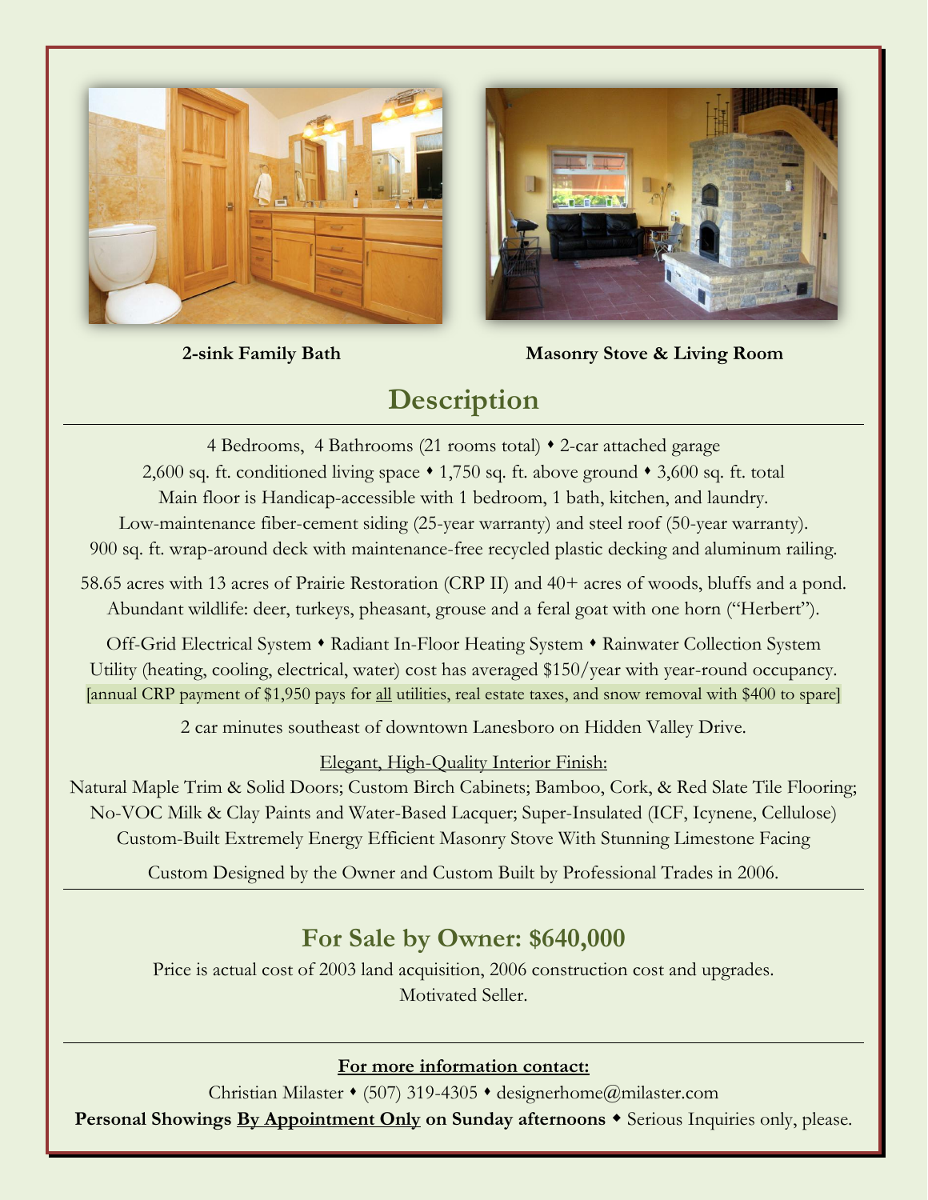**2-sink Family Bath**

**Masonry Stove & Living Room**

## Description

4 Bedrooms, 4 Bathrooms (21 rooms total) ♦ 2-car attached garage
2,600 sq. ft. conditioned living space ♦ 1,750 sq. ft. above ground ♦ 3,600 sq. ft. total
Main floor is Handicap-accessible with 1 bedroom, 1 bath, kitchen, and laundry.
Low-maintenance fiber-cement siding (25-year warranty) and steel roof (50-year warranty).
900 sq. ft. wrap-around deck with maintenance-free recycled plastic decking and aluminum railing.

58.65 acres with 13 acres of Prairie Restoration (CRP II) and 40+ acres of woods, bluffs and a pond.
Abundant wildlife: deer, turkeys, pheasant, grouse and a feral goat with one horn ("Herbert").

Off-Grid Electrical System ♦ Radiant In-Floor Heating System ♦ Rainwater Collection System
Utility (heating, cooling, electrical, water) cost has averaged $150/year with year-round occupancy.
[annual CRP payment of $1,950 pays for <u>all</u> utilities, real estate taxes, and snow removal with $400 to spare]

2 car minutes southeast of downtown Lanesboro on Hidden Valley Drive.

<u>Elegant, High-Quality Interior Finish:</u>
Natural Maple Trim & Solid Doors; Custom Birch Cabinets; Bamboo, Cork, & Red Slate Tile Flooring;
No-VOC Milk & Clay Paints and Water-Based Lacquer; Super-Insulated (ICF, Icynene, Cellulose)
Custom-Built Extremely Energy Efficient Masonry Stove With Stunning Limestone Facing

Custom Designed by the Owner and Custom Built by Professional Trades in 2006.

## For Sale by Owner: $640,000

Price is actual cost of 2003 land acquisition, 2006 construction cost and upgrades.
Motivated Seller.

**<u>For more information contact:</u>**

Christian Milaster ♦ (507) 319-4305 ♦ designerhome@milaster.com
**Personal Showings <u>By Appointment Only</u> on Sunday afternoons** ♦ Serious Inquiries only, please.